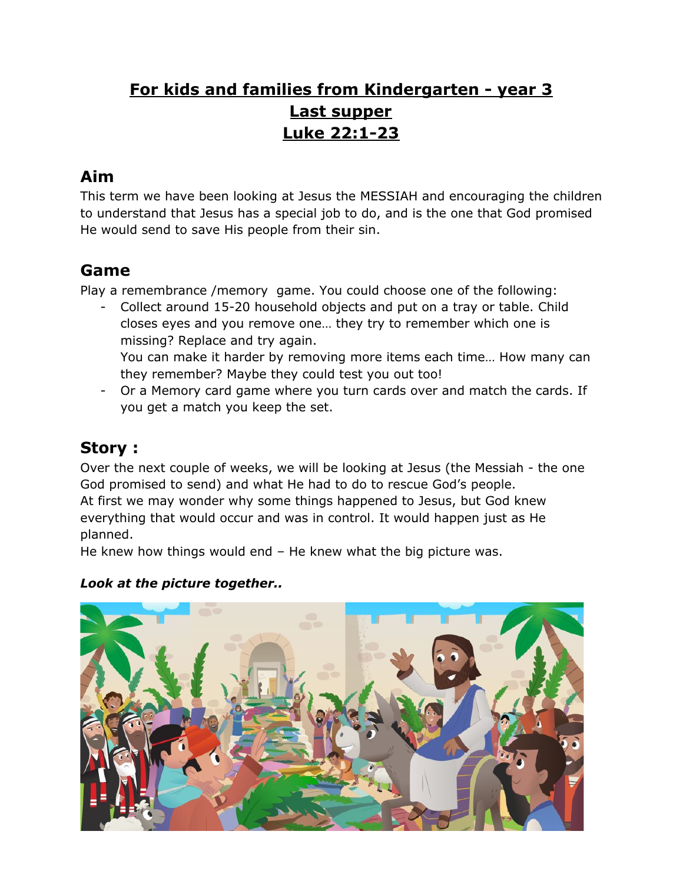# For kids and families from Kindergarten - year 3
# Last supper
# Luke 22:1-23

## Aim

This term we have been looking at Jesus the MESSIAH and encouraging the children to understand that Jesus has a special job to do, and is the one that God promised He would send to save His people from their sin.

## Game

Play a remembrance /memory game. You could choose one of the following:

- Collect around 15-20 household objects and put on a tray or table. Child closes eyes and you remove one… they try to remember which one is missing? Replace and try again.
  You can make it harder by removing more items each time… How many can they remember? Maybe they could test you out too!
- Or a Memory card game where you turn cards over and match the cards. If you get a match you keep the set.

## Story :

Over the next couple of weeks, we will be looking at Jesus (the Messiah - the one God promised to send) and what He had to do to rescue God's people.
At first we may wonder why some things happened to Jesus, but God knew everything that would occur and was in control. It would happen just as He planned.
He knew how things would end – He knew what the big picture was.

***Look at the picture together..***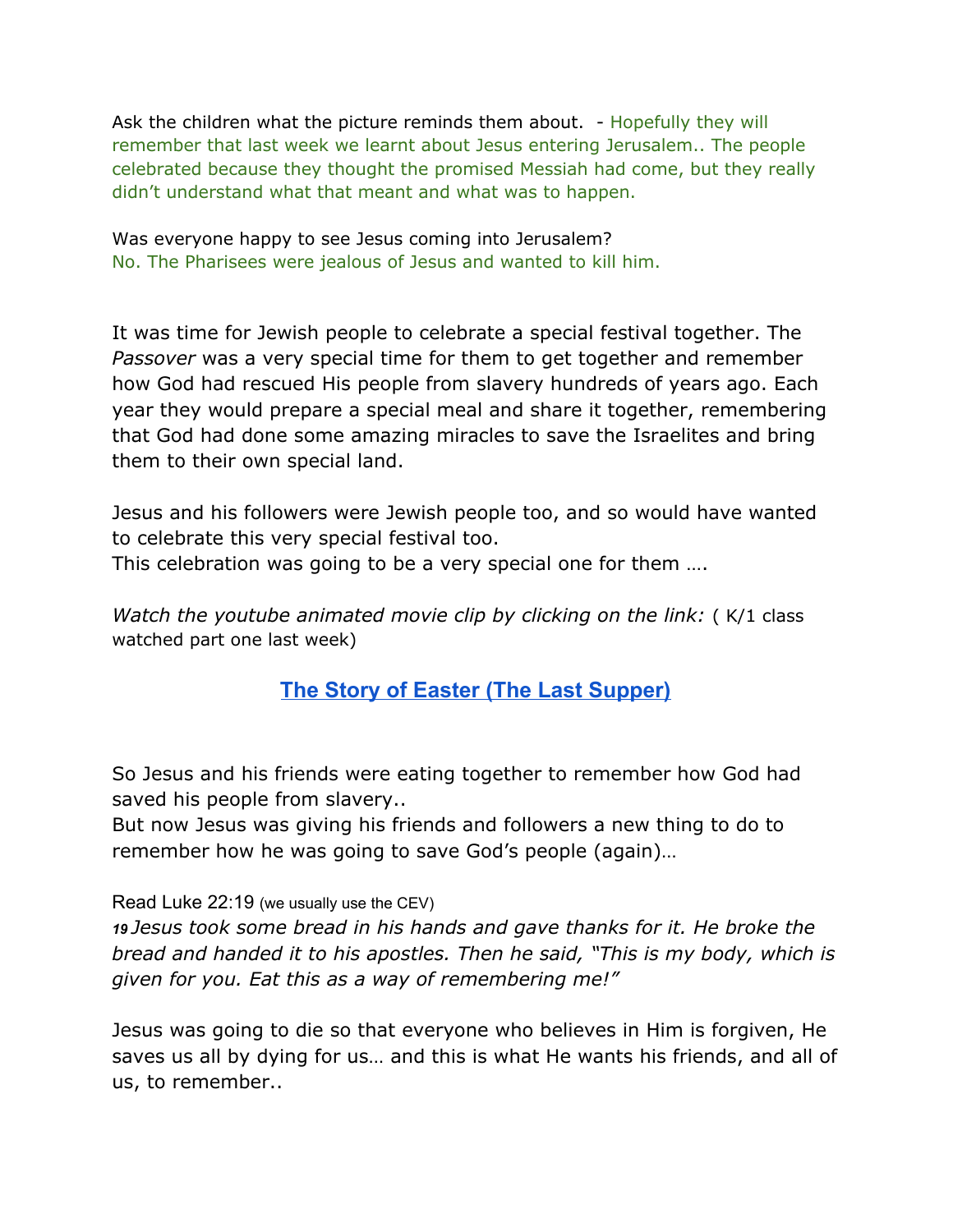Ask the children what the picture reminds them about. - Hopefully they will remember that last week we learnt about Jesus entering Jerusalem.. The people celebrated because they thought the promised Messiah had come, but they really didn't understand what that meant and what was to happen.

Was everyone happy to see Jesus coming into Jerusalem?
No. The Pharisees were jealous of Jesus and wanted to kill him.

It was time for Jewish people to celebrate a special festival together. The *Passover* was a very special time for them to get together and remember how God had rescued His people from slavery hundreds of years ago. Each year they would prepare a special meal and share it together, remembering that God had done some amazing miracles to save the Israelites and bring them to their own special land.

Jesus and his followers were Jewish people too, and so would have wanted to celebrate this very special festival too.
This celebration was going to be a very special one for them ….

*Watch the youtube animated movie clip by clicking on the link:* ( K/1 class watched part one last week)

**The Story of Easter (The Last Supper)**

So Jesus and his friends were eating together to remember how God had saved his people from slavery..
But now Jesus was giving his friends and followers a new thing to do to remember how he was going to save God's people (again)…

Read Luke 22:19 (we usually use the CEV)
***19*** *Jesus took some bread in his hands and gave thanks for it. He broke the bread and handed it to his apostles. Then he said, "This is my body, which is given for you. Eat this as a way of remembering me!"*

Jesus was going to die so that everyone who believes in Him is forgiven, He saves us all by dying for us… and this is what He wants his friends, and all of us, to remember..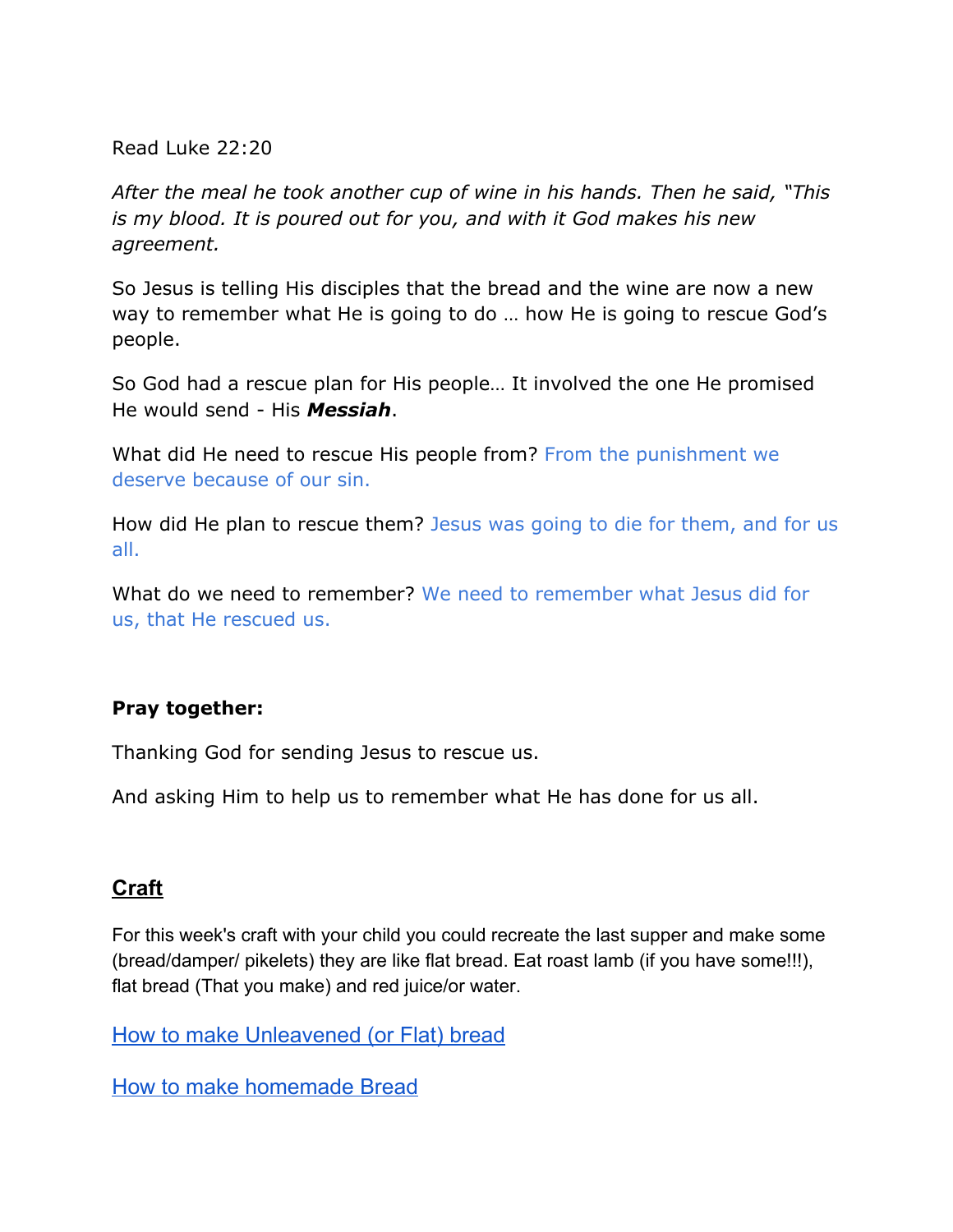Read Luke 22:20

*After the meal he took another cup of wine in his hands. Then he said, "This is my blood. It is poured out for you, and with it God makes his new agreement.*

So Jesus is telling His disciples that the bread and the wine are now a new way to remember what He is going to do … how He is going to rescue God's people.

So God had a rescue plan for His people… It involved the one He promised He would send - His ***Messiah***.

What did He need to rescue His people from? From the punishment we deserve because of our sin.

How did He plan to rescue them? Jesus was going to die for them, and for us all.

What do we need to remember? We need to remember what Jesus did for us, that He rescued us.

**Pray together:**

Thanking God for sending Jesus to rescue us.

And asking Him to help us to remember what He has done for us all.

## Craft

For this week's craft with your child you could recreate the last supper and make some (bread/damper/ pikelets) they are like flat bread. Eat roast lamb (if you have some!!!), flat bread (That you make) and red juice/or water.

How to make Unleavened (or Flat) bread

How to make homemade Bread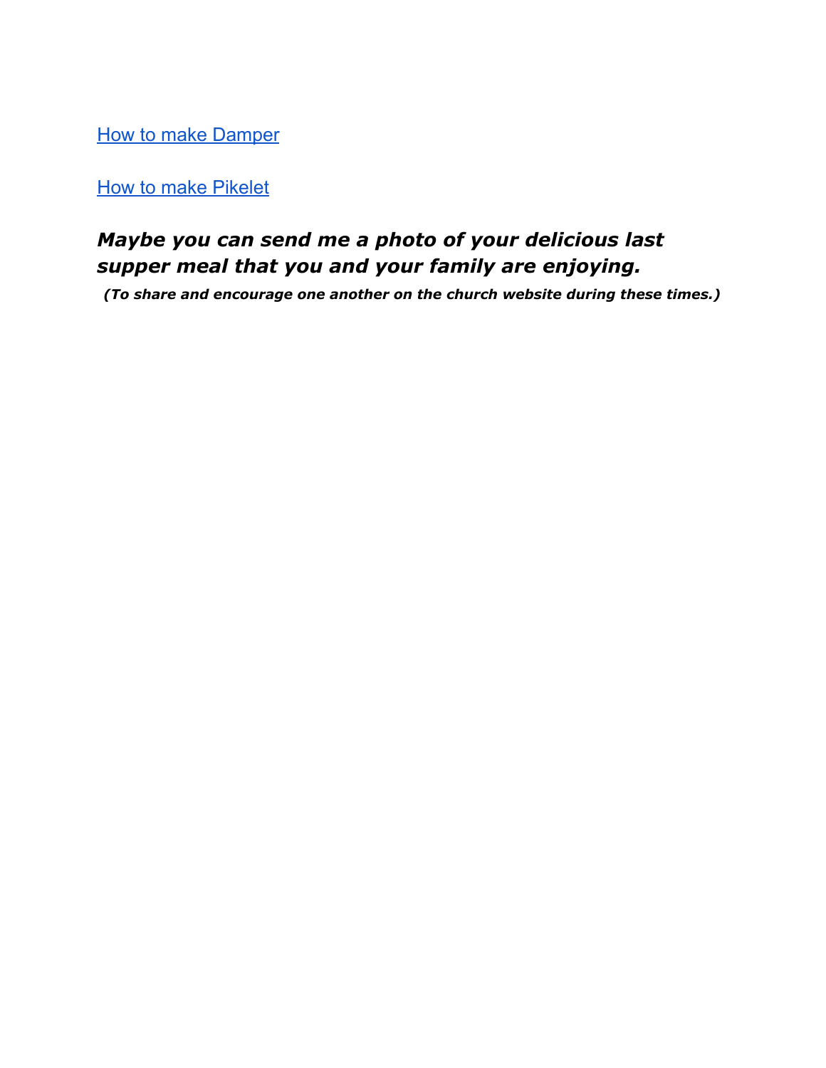[How to make Damper]()

[How to make Pikelet]()

***Maybe you can send me a photo of your delicious last supper meal that you and your family are enjoying.***

***(To share and encourage one another on the church website during these times.)***